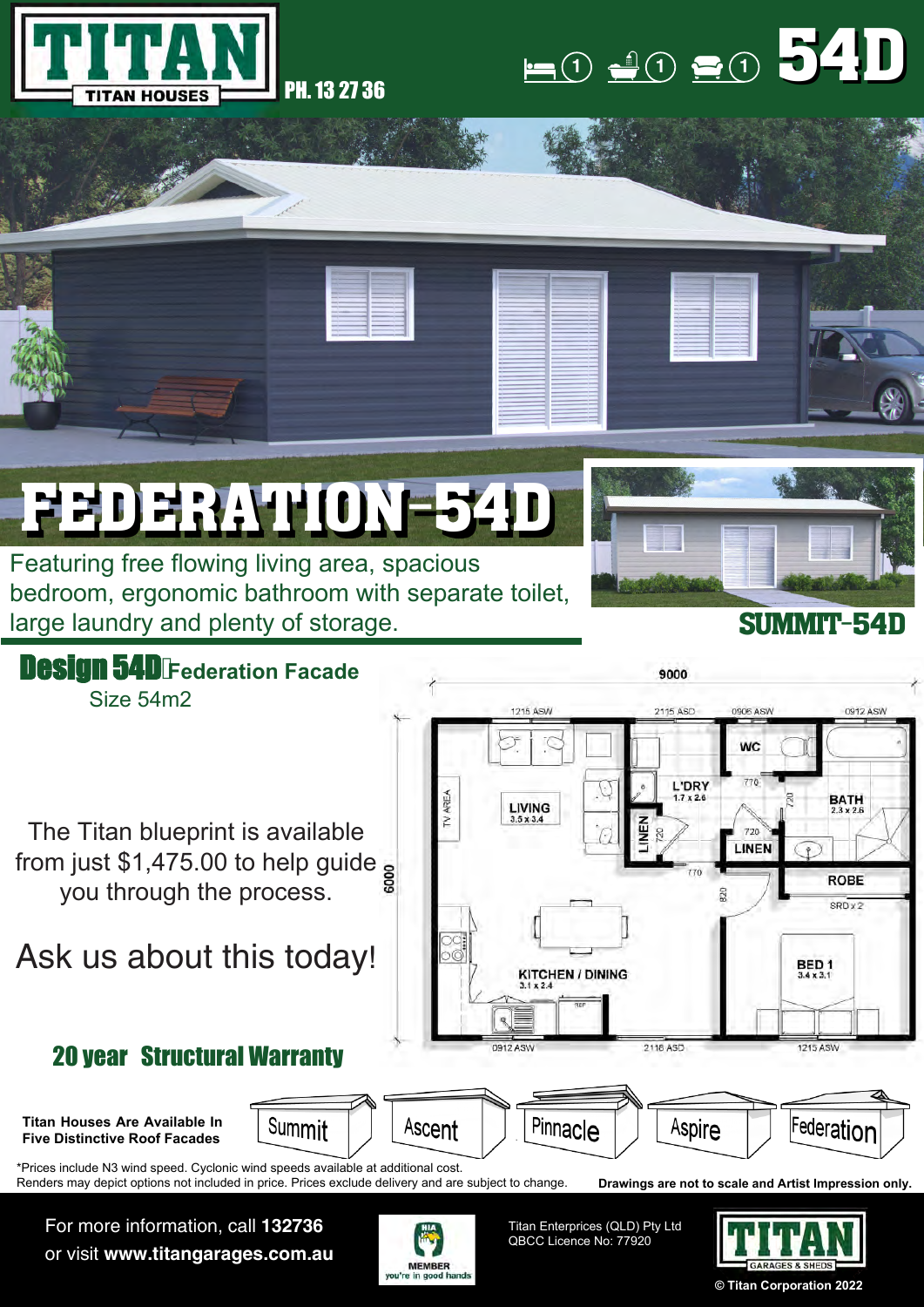# TITAN

TITAN HOUSES

PH. 13 27 36

1 1 1 **54D**

# FEDERATION-54D

Featuring free flowing living area, spacious bedroom, ergonomic bathroom with separate toilet, large laundry and plenty of storage.

**SUMMIT-54D**

## Design 54D Federation Facade

Size 54m2

The Titan blueprint is available from just $1,475.00 to help guide you through the process.

Ask us about this today!

**20 year Structural Warranty**

9000

1215 ASW, 2115 ASD, 0906 ASW, 0912 ASW

TV AREA

LIVING 3.5 x 3.4

L'DRY 1.7 x 2.6

WC

770

720

BATH 2.3 x 2.6

LINEN

720

LINEN

770

820

ROBE

SRD x 2

6000

KITCHEN / DINING 3.1 x 2.4

REF

BED 1 3.4 x 3.1

0912 ASW, 2116 ASD, 1215 ASW

**Titan Houses Are Available In Five Distinctive Roof Facades**

Summit | Ascent | Pinnacle | Aspire | Federation

*Prices include N3 wind speed. Cyclonic wind speeds available at additional cost.
Renders may depict options not included in price. Prices exclude delivery and are subject to change.

**Drawings are not to scale and Artist Impression only.**

For more information, call **132736**
or visit **www.titangarages.com.au**

HIA MEMBER you're in good hands

Titan Enterprises (QLD) Pty Ltd
QBCC Licence No: 77920

TITAN GARAGES & SHEDS

© Titan Corporation 2022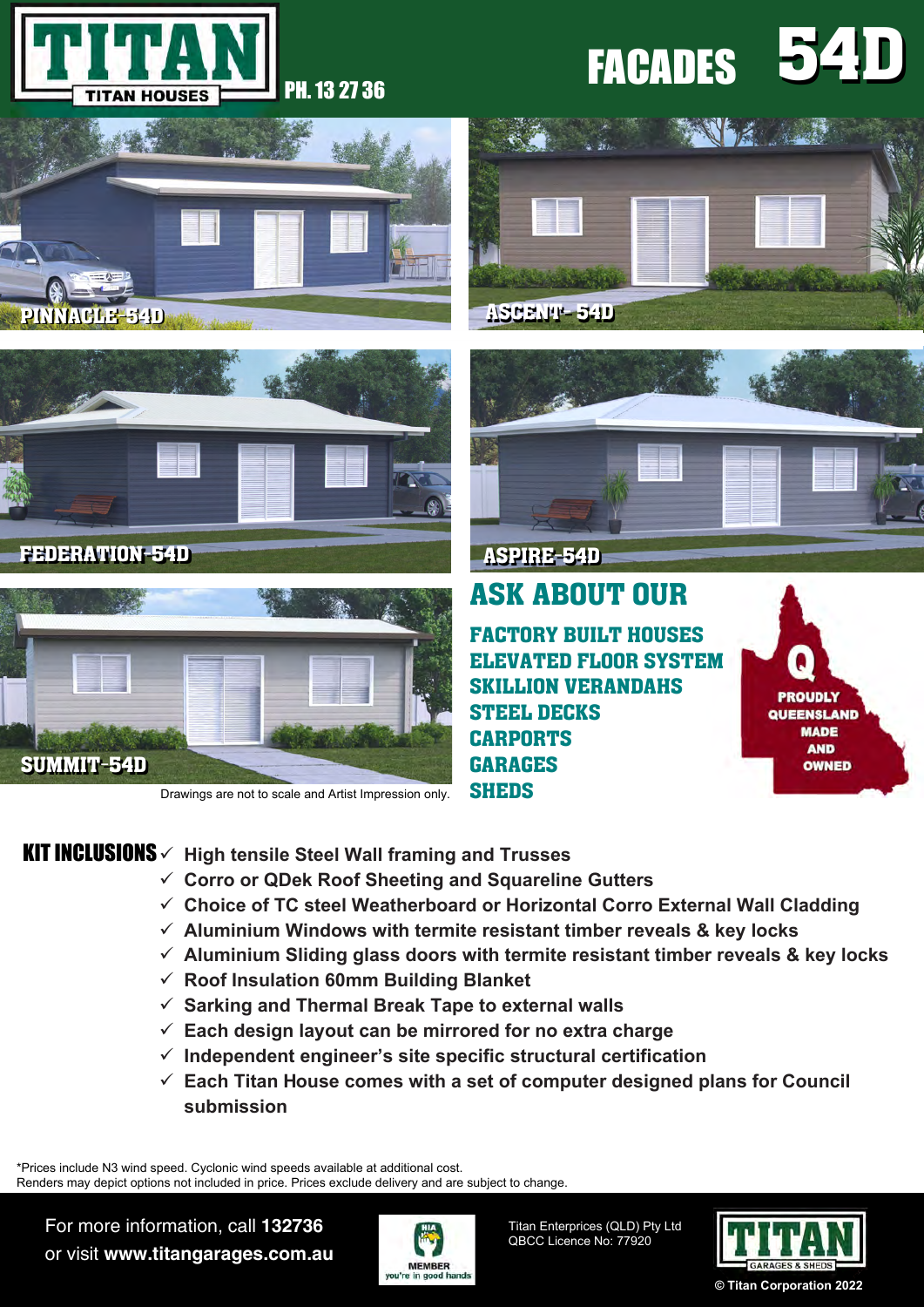# TITAN

TITAN HOUSES

PH. 13 27 36

# FACADES 54D

PINNACLE-54D

ASCENT- 54D

FEDERATION-54D

ASPIRE-54D

SUMMIT-54D

Drawings are not to scale and Artist Impression only.

## ASK ABOUT OUR

**FACTORY BUILT HOUSES**
**ELEVATED FLOOR SYSTEM**
**SKILLION VERANDAHS**
**STEEL DECKS**
**CARPORTS**
**GARAGES**
**SHEDS**

Q PROUDLY QUEENSLAND MADE AND OWNED

## KIT INCLUSIONS

- ✓ High tensile Steel Wall framing and Trusses
- ✓ Corro or QDek Roof Sheeting and Squareline Gutters
- ✓ Choice of TC steel Weatherboard or Horizontal Corro External Wall Cladding
- ✓ Aluminium Windows with termite resistant timber reveals & key locks
- ✓ Aluminium Sliding glass doors with termite resistant timber reveals & key locks
- ✓ Roof Insulation 60mm Building Blanket
- ✓ Sarking and Thermal Break Tape to external walls
- ✓ Each design layout can be mirrored for no extra charge
- ✓ Independent engineer's site specific structural certification
- ✓ Each Titan House comes with a set of computer designed plans for Council submission

*Prices include N3 wind speed. Cyclonic wind speeds available at additional cost.
Renders may depict options not included in price. Prices exclude delivery and are subject to change.

For more information, call **132736**
or visit **www.titangarages.com.au**

HIA MEMBER you're in good hands

Titan Enterprices (QLD) Pty Ltd
QBCC Licence No: 77920

TITAN GARAGES & SHEDS

© Titan Corporation 2022